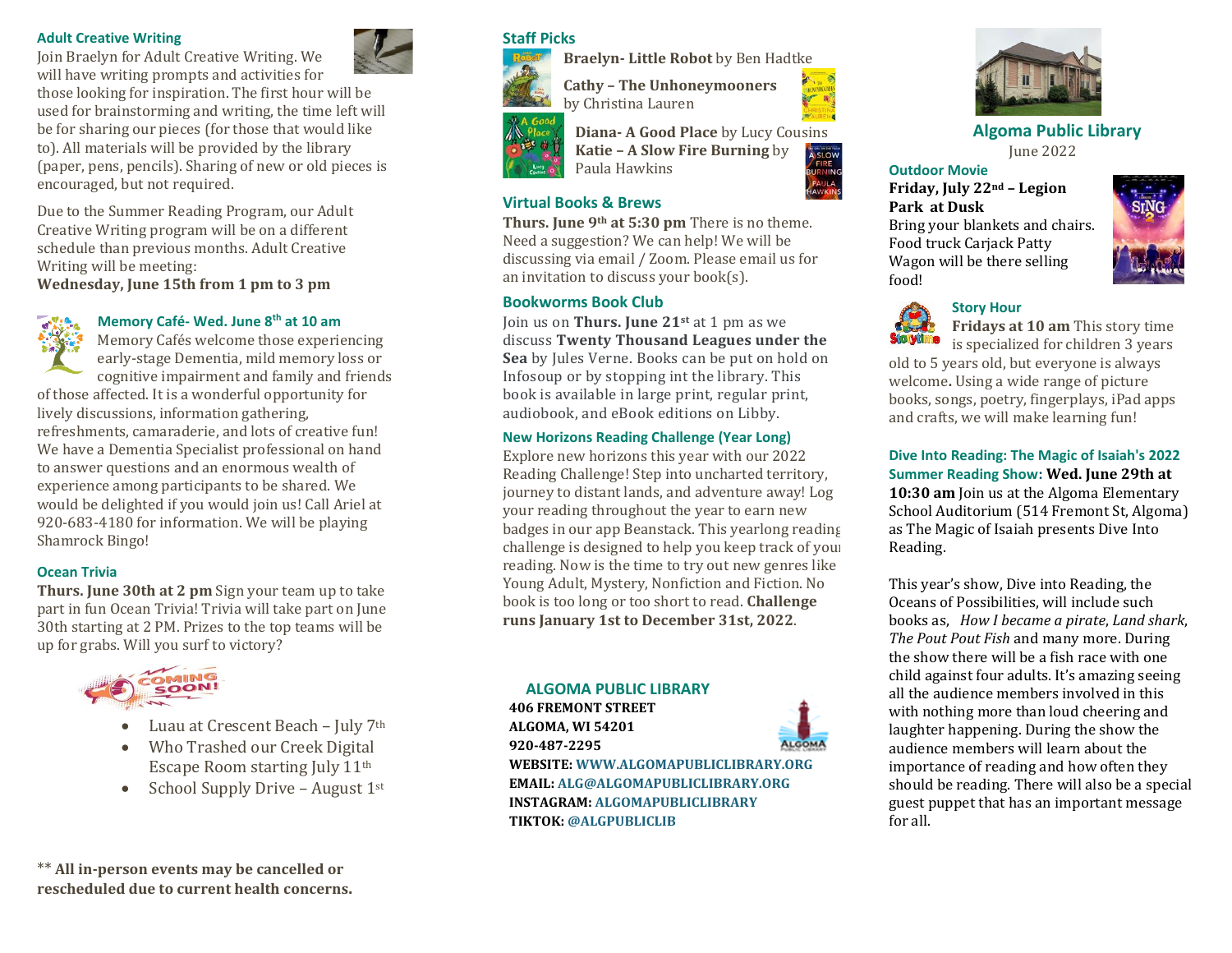## Adult Creative Writing

Join Braelyn for Adult Creative Writing. We will have writing prompts and activities for those looking for inspiration. The first hour will be used for brainstorming and writing, the time left will be for sharing our pieces (for those that would like to). All materials will be provided by the library (paper, pens, pencils). Sharing of new or old pieces is encouraged, but not required.

Due to the Summer Reading Program, our Adult Creative Writing program will be on a different schedule than previous months. Adult Creative Writing will be meeting:

**Wednesday, June 15th from 1 pm to 3 pm**

## Memory Café- Wed. June 8th at 10 am

Memory Cafés welcome those experiencing early-stage Dementia, mild memory loss or cognitive impairment and family and friends of those affected. It is a wonderful opportunity for lively discussions, information gathering, refreshments, camaraderie, and lots of creative fun! We have a Dementia Specialist professional on hand to answer questions and an enormous wealth of experience among participants to be shared. We would be delighted if you would join us! Call Ariel at 920-683-4180 for information. We will be playing Shamrock Bingo!

## Ocean Trivia

**Thurs. June 30th at 2 pm** Sign your team up to take part in fun Ocean Trivia! Trivia will take part on June 30th starting at 2 PM. Prizes to the top teams will be up for grabs. Will you surf to victory?

COMING SOON!

- Luau at Crescent Beach – July 7th
- Who Trashed our Creek Digital Escape Room starting July 11th
- School Supply Drive – August 1st

** **All in-person events may be cancelled or rescheduled due to current health concerns.**

## Staff Picks

**Braelyn- Little Robot** by Ben Hadtke

**Cathy – The Unhoneymooners** by Christina Lauren

**Diana- A Good Place** by Lucy Cousins

**Katie – A Slow Fire Burning** by Paula Hawkins

## Virtual Books & Brews

**Thurs. June 9th at 5:30 pm** There is no theme. Need a suggestion? We can help! We will be discussing via email / Zoom. Please email us for an invitation to discuss your book(s).

## Bookworms Book Club

Join us on **Thurs. June 21st** at 1 pm as we discuss **Twenty Thousand Leagues under the Sea** by Jules Verne. Books can be put on hold on Infosoup or by stopping int the library. This book is available in large print, regular print, audiobook, and eBook editions on Libby.

## New Horizons Reading Challenge (Year Long)

Explore new horizons this year with our 2022 Reading Challenge! Step into uncharted territory, journey to distant lands, and adventure away! Log your reading throughout the year to earn new badges in our app Beanstack. This yearlong reading challenge is designed to help you keep track of your reading. Now is the time to try out new genres like Young Adult, Mystery, Nonfiction and Fiction. No book is too long or too short to read. **Challenge runs January 1st to December 31st, 2022**.

**ALGOMA PUBLIC LIBRARY**
**406 FREMONT STREET**
**ALGOMA, WI 54201**
**920-487-2295**
**WEBSITE: WWW.ALGOMAPUBLICLIBRARY.ORG**
**EMAIL: ALG@ALGOMAPUBLICLIBRARY.ORG**
**INSTAGRAM: ALGOMAPUBLICLIBRARY**
**TIKTOK: @ALGPUBLICLIB**

# Algoma Public Library

June 2022

## Outdoor Movie

**Friday, July 22nd – Legion Park at Dusk**
Bring your blankets and chairs. Food truck Carjack Patty Wagon will be there selling food!

## Story Hour

**Fridays at 10 am** This story time is specialized for children 3 years old to 5 years old, but everyone is always welcome**.** Using a wide range of picture books, songs, poetry, fingerplays, iPad apps and crafts, we will make learning fun!

## Dive Into Reading: The Magic of Isaiah's 2022 Summer Reading Show: **Wed. June 29th at 10:30 am**

Join us at the Algoma Elementary School Auditorium (514 Fremont St, Algoma) as The Magic of Isaiah presents Dive Into Reading.

This year's show, Dive into Reading, the Oceans of Possibilities, will include such books as, *How I became a pirate*, *Land shark*, *The Pout Pout Fish* and many more. During the show there will be a fish race with one child against four adults. It's amazing seeing all the audience members involved in this with nothing more than loud cheering and laughter happening. During the show the audience members will learn about the importance of reading and how often they should be reading. There will also be a special guest puppet that has an important message for all.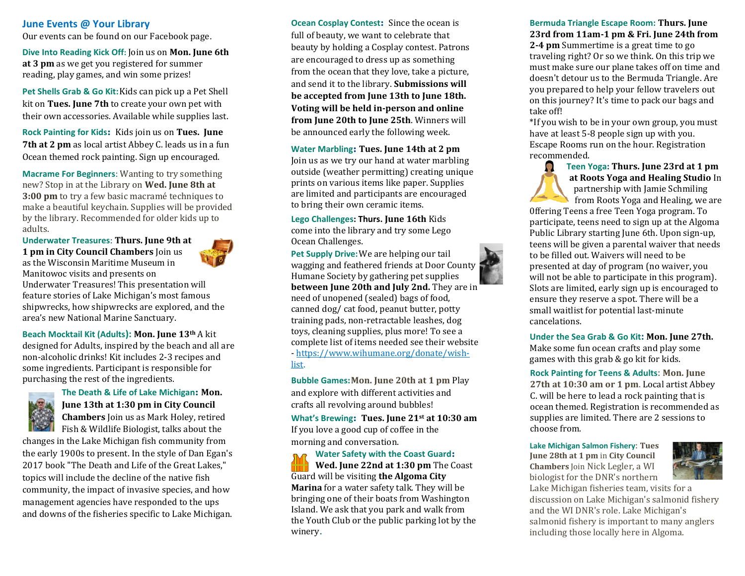## June Events @ Your Library

Our events can be found on our Facebook page.

**Dive Into Reading Kick Off:** Join us on **Mon. June 6th at 3 pm** as we get you registered for summer reading, play games, and win some prizes!

**Pet Shells Grab & Go Kit:** Kids can pick up a Pet Shell kit on **Tues. June 7th** to create your own pet with their own accessories. Available while supplies last.

**Rock Painting for Kids:** Kids join us on **Tues. June 7th at 2 pm** as local artist Abbey C. leads us in a fun Ocean themed rock painting. Sign up encouraged.

**Macrame For Beginners**: Wanting to try something new? Stop in at the Library on **Wed. June 8th at 3:00 pm** to try a few basic macramé techniques to make a beautiful keychain. Supplies will be provided by the library. Recommended for older kids up to adults.

**Underwater Treasures**: **Thurs. June 9th at 1 pm in City Council Chambers** Join us as the Wisconsin Maritime Museum in Manitowoc visits and presents on Underwater Treasures! This presentation will feature stories of Lake Michigan's most famous shipwrecks, how shipwrecks are explored, and the area's new National Marine Sanctuary.

**Beach Mocktail Kit (Adults): Mon. June 13th** A kit designed for Adults, inspired by the beach and all are non-alcoholic drinks! Kit includes 2-3 recipes and some ingredients. Participant is responsible for purchasing the rest of the ingredients.

**The Death & Life of Lake Michigan: Mon. June 13th at 1:30 pm in City Council Chambers** Join us as Mark Holey, retired Fish & Wildlife Biologist, talks about the changes in the Lake Michigan fish community from the early 1900s to present. In the style of Dan Egan's 2017 book "The Death and Life of the Great Lakes," topics will include the decline of the native fish community, the impact of invasive species, and how management agencies have responded to the ups and downs of the fisheries specific to Lake Michigan.

**Ocean Cosplay Contest:** Since the ocean is full of beauty, we want to celebrate that beauty by holding a Cosplay contest. Patrons are encouraged to dress up as something from the ocean that they love, take a picture, and send it to the library. **Submissions will be accepted from June 13th to June 18th. Voting will be held in-person and online from June 20th to June 25th**. Winners will be announced early the following week.

**Water Marbling: Tues. June 14th at 2 pm** Join us as we try our hand at water marbling outside (weather permitting) creating unique prints on various items like paper. Supplies are limited and participants are encouraged to bring their own ceramic items.

**Lego Challenges: Thurs. June 16th** Kids come into the library and try some Lego Ocean Challenges.

**Pet Supply Drive:** We are helping our tail wagging and feathered friends at Door County Humane Society by gathering pet supplies **between June 20th and July 2nd.** They are in need of unopened (sealed) bags of food, canned dog/ cat food, peanut butter, potty training pads, non-retractable leashes, dog toys, cleaning supplies, plus more! To see a complete list of items needed see their website - https://www.wihumane.org/donate/wish-list.

**Bubble Games: Mon. June 20th at 1 pm** Play and explore with different activities and crafts all revolving around bubbles!

**What's Brewing: Tues. June 21st at 10:30 am** If you love a good cup of coffee in the morning and conversation.

**Water Safety with the Coast Guard: Wed. June 22nd at 1:30 pm** The Coast Guard will be visiting **the Algoma City Marina** for a water safety talk. They will be bringing one of their boats from Washington Island. We ask that you park and walk from the Youth Club or the public parking lot by the winery.

**Bermuda Triangle Escape Room: Thurs. June 23rd from 11am-1 pm & Fri. June 24th from 2-4 pm** Summertime is a great time to go traveling right? Or so we think. On this trip we must make sure our plane takes off on time and doesn't detour us to the Bermuda Triangle. Are you prepared to help your fellow travelers out on this journey? It's time to pack our bags and take off!

*If you wish to be in your own group, you must have at least 5-8 people sign up with you. Escape Rooms run on the hour. Registration recommended.

**Teen Yoga: Thurs. June 23rd at 1 pm at Roots Yoga and Healing Studio** In partnership with Jamie Schmiling from Roots Yoga and Healing, we are 0ffering Teens a free Teen Yoga program. To participate, teens need to sign up at the Algoma Public Library starting June 6th. Upon sign-up, teens will be given a parental waiver that needs to be filled out. Waivers will need to be presented at day of program (no waiver, you will not be able to participate in this program). Slots are limited, early sign up is encouraged to ensure they reserve a spot. There will be a small waitlist for potential last-minute cancelations.

**Under the Sea Grab & Go Kit: Mon. June 27th.** Make some fun ocean crafts and play some games with this grab & go kit for kids.

**Rock Painting for Teens & Adults**: **Mon. June 27th at 10:30 am or 1 pm**. Local artist Abbey C. will be here to lead a rock painting that is ocean themed. Registration is recommended as supplies are limited. There are 2 sessions to choose from.

**Lake Michigan Salmon Fishery**: **Tues June 28th at 1 pm** in **City Council Chambers** Join Nick Legler, a WI biologist for the DNR's northern Lake Michigan fisheries team, visits for a discussion on Lake Michigan's salmonid fishery and the WI DNR's role. Lake Michigan's salmonid fishery is important to many anglers including those locally here in Algoma.